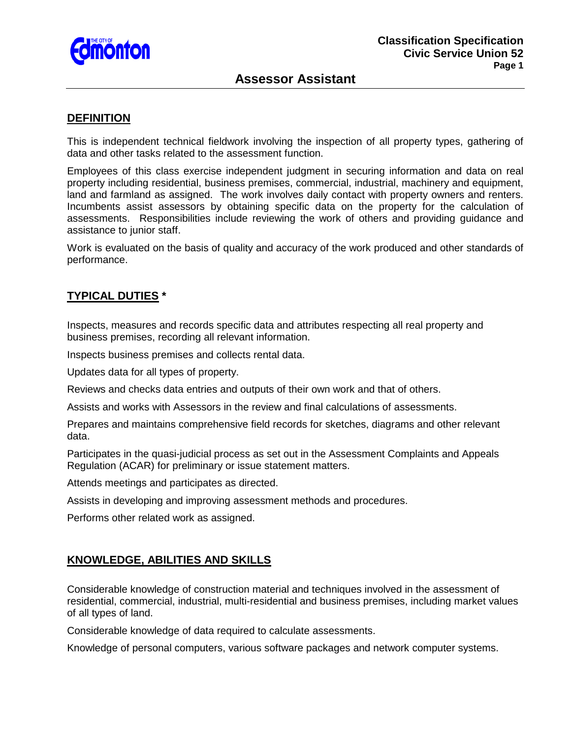# Assessor Assistant

## DEFINITION

This is independent technical fieldwork involving the inspection of all property types, gathering of data and other tasks related to the assessment function.

Employees of this class exercise independent judgment in securing information and data on real property including residential, business premises, commercial, industrial, machinery and equipment, land and farmland as assigned. The work involves daily contact with property owners and renters. Incumbents assist assessors by obtaining specific data on the property for the calculation of assessments. Responsibilities include reviewing the work of others and providing guidance and assistance to junior staff.

Work is evaluated on the basis of quality and accuracy of the work produced and other standards of performance.

## TYPICAL DUTIES *

Inspects, measures and records specific data and attributes respecting all real property and business premises, recording all relevant information.

Inspects business premises and collects rental data.

Updates data for all types of property.

Reviews and checks data entries and outputs of their own work and that of others.

Assists and works with Assessors in the review and final calculations of assessments.

Prepares and maintains comprehensive field records for sketches, diagrams and other relevant data.

Participates in the quasi-judicial process as set out in the Assessment Complaints and Appeals Regulation (ACAR) for preliminary or issue statement matters.

Attends meetings and participates as directed.

Assists in developing and improving assessment methods and procedures.

Performs other related work as assigned.

## KNOWLEDGE, ABILITIES AND SKILLS

Considerable knowledge of construction material and techniques involved in the assessment of residential, commercial, industrial, multi-residential and business premises, including market values of all types of land.

Considerable knowledge of data required to calculate assessments.

Knowledge of personal computers, various software packages and network computer systems.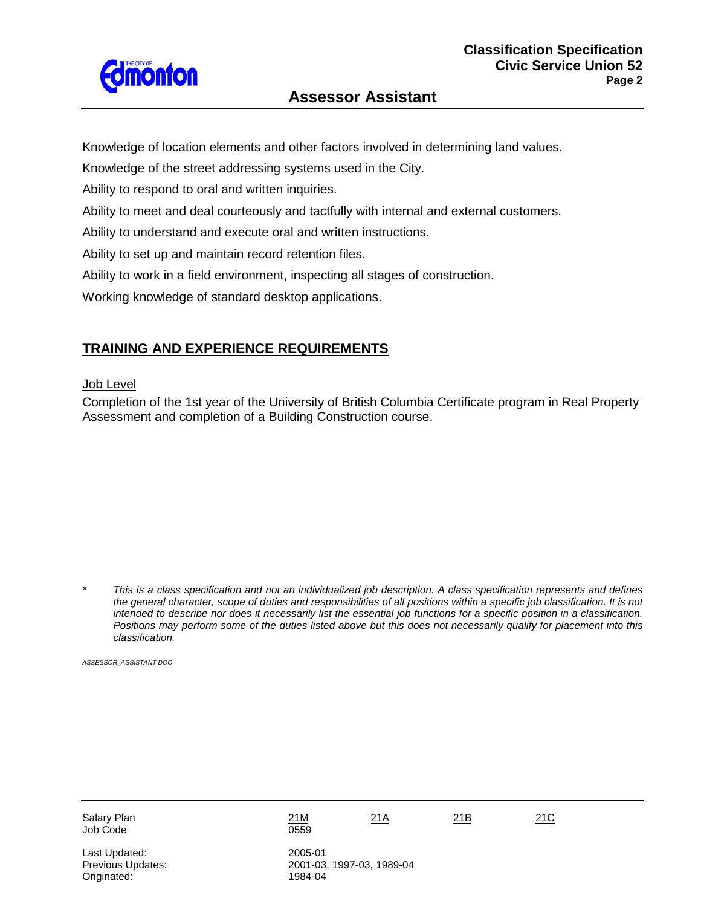Knowledge of location elements and other factors involved in determining land values.

Knowledge of the street addressing systems used in the City.

Ability to respond to oral and written inquiries.

Ability to meet and deal courteously and tactfully with internal and external customers.

Ability to understand and execute oral and written instructions.

Ability to set up and maintain record retention files.

Ability to work in a field environment, inspecting all stages of construction.

Working knowledge of standard desktop applications.

## TRAINING AND EXPERIENCE REQUIREMENTS

Job Level

Completion of the 1st year of the University of British Columbia Certificate program in Real Property Assessment and completion of a Building Construction course.

\* *This is a class specification and not an individualized job description. A class specification represents and defines the general character, scope of duties and responsibilities of all positions within a specific job classification. It is not intended to describe nor does it necessarily list the essential job functions for a specific position in a classification. Positions may perform some of the duties listed above but this does not necessarily qualify for placement into this classification.*

*ASSESSOR_ASSISTANT.DOC*

| | | | | |
|---|---|---|---|---|
| Salary Plan | 21M | 21A | 21B | 21C |
| Job Code | 0559 | | | |
| Last Updated: | 2005-01 | | | |
| Previous Updates: | 2001-03, 1997-03, 1989-04 | | | |
| Originated: | 1984-04 | | | |